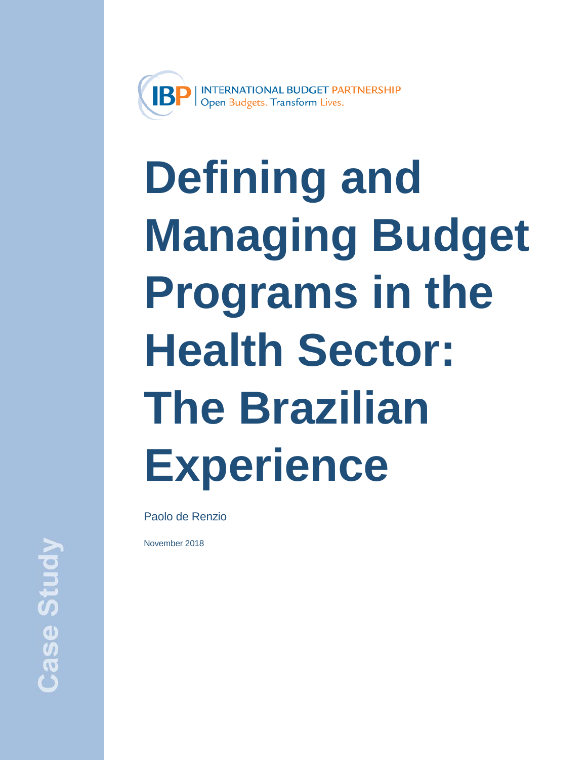IBP | INTERNATIONAL BUDGET PARTNERSHIP
Open Budgets. Transform Lives.

# Defining and Managing Budget Programs in the Health Sector: The Brazilian Experience

Paolo de Renzio

November 2018

Case Study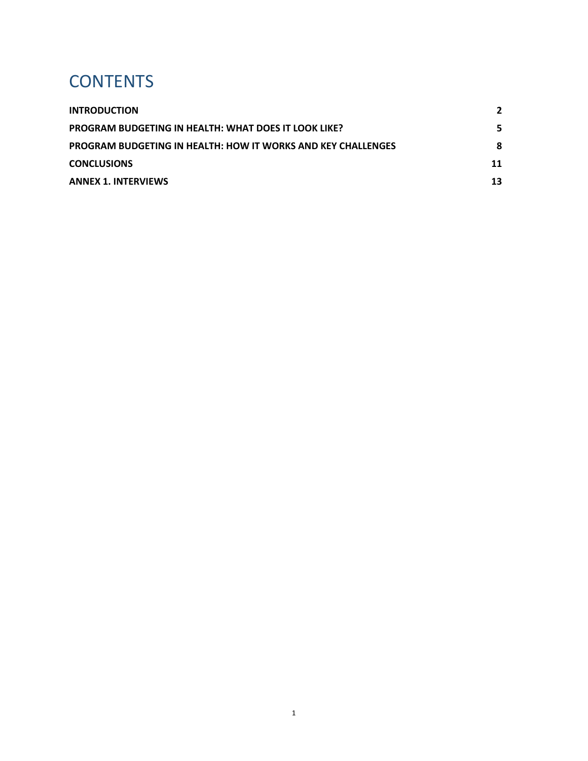# CONTENTS

| | |
|---|---|
| **INTRODUCTION** | **2** |
| **PROGRAM BUDGETING IN HEALTH: WHAT DOES IT LOOK LIKE?** | **5** |
| **PROGRAM BUDGETING IN HEALTH: HOW IT WORKS AND KEY CHALLENGES** | **8** |
| **CONCLUSIONS** | **11** |
| **ANNEX 1. INTERVIEWS** | **13** |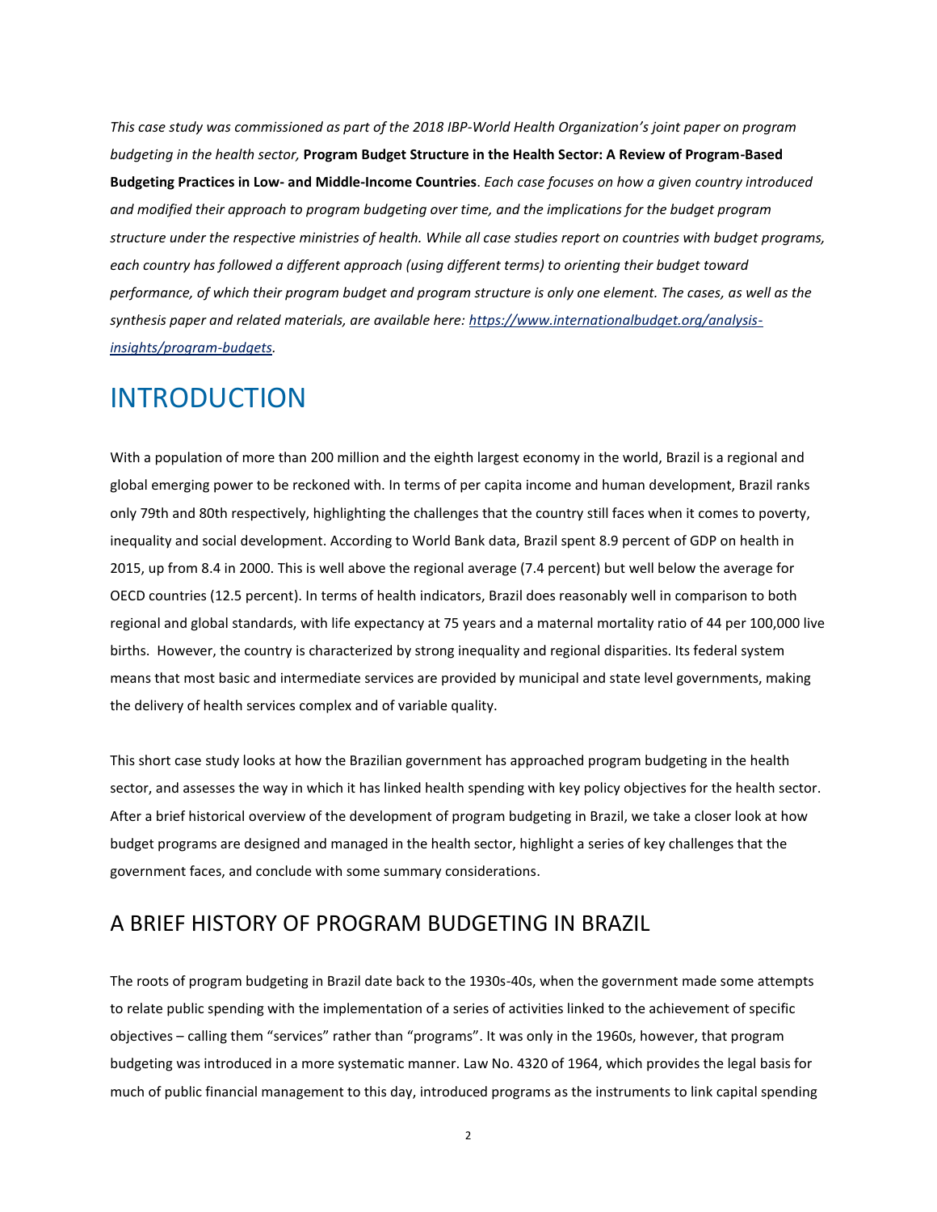*This case study was commissioned as part of the 2018 IBP-World Health Organization's joint paper on program budgeting in the health sector,* **Program Budget Structure in the Health Sector: A Review of Program-Based Budgeting Practices in Low- and Middle-Income Countries**. *Each case focuses on how a given country introduced and modified their approach to program budgeting over time, and the implications for the budget program structure under the respective ministries of health. While all case studies report on countries with budget programs, each country has followed a different approach (using different terms) to orienting their budget toward performance, of which their program budget and program structure is only one element. The cases, as well as the synthesis paper and related materials, are available here: [https://www.internationalbudget.org/analysis-insights/program-budgets](https://www.internationalbudget.org/analysis-insights/program-budgets).*

# INTRODUCTION

With a population of more than 200 million and the eighth largest economy in the world, Brazil is a regional and global emerging power to be reckoned with. In terms of per capita income and human development, Brazil ranks only 79th and 80th respectively, highlighting the challenges that the country still faces when it comes to poverty, inequality and social development. According to World Bank data, Brazil spent 8.9 percent of GDP on health in 2015, up from 8.4 in 2000. This is well above the regional average (7.4 percent) but well below the average for OECD countries (12.5 percent). In terms of health indicators, Brazil does reasonably well in comparison to both regional and global standards, with life expectancy at 75 years and a maternal mortality ratio of 44 per 100,000 live births. However, the country is characterized by strong inequality and regional disparities. Its federal system means that most basic and intermediate services are provided by municipal and state level governments, making the delivery of health services complex and of variable quality.

This short case study looks at how the Brazilian government has approached program budgeting in the health sector, and assesses the way in which it has linked health spending with key policy objectives for the health sector. After a brief historical overview of the development of program budgeting in Brazil, we take a closer look at how budget programs are designed and managed in the health sector, highlight a series of key challenges that the government faces, and conclude with some summary considerations.

## A BRIEF HISTORY OF PROGRAM BUDGETING IN BRAZIL

The roots of program budgeting in Brazil date back to the 1930s-40s, when the government made some attempts to relate public spending with the implementation of a series of activities linked to the achievement of specific objectives – calling them "services" rather than "programs". It was only in the 1960s, however, that program budgeting was introduced in a more systematic manner. Law No. 4320 of 1964, which provides the legal basis for much of public financial management to this day, introduced programs as the instruments to link capital spending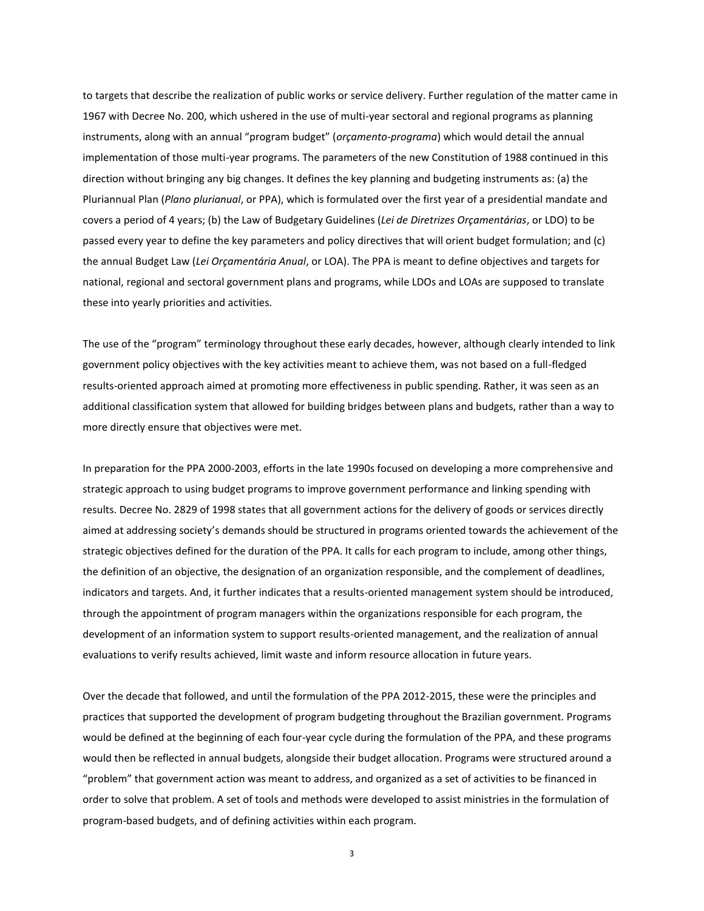to targets that describe the realization of public works or service delivery. Further regulation of the matter came in 1967 with Decree No. 200, which ushered in the use of multi-year sectoral and regional programs as planning instruments, along with an annual "program budget" (*orçamento-programa*) which would detail the annual implementation of those multi-year programs. The parameters of the new Constitution of 1988 continued in this direction without bringing any big changes. It defines the key planning and budgeting instruments as: (a) the Pluriannual Plan (*Plano plurianual*, or PPA), which is formulated over the first year of a presidential mandate and covers a period of 4 years; (b) the Law of Budgetary Guidelines (*Lei de Diretrizes Orçamentárias*, or LDO) to be passed every year to define the key parameters and policy directives that will orient budget formulation; and (c) the annual Budget Law (*Lei Orçamentária Anual*, or LOA). The PPA is meant to define objectives and targets for national, regional and sectoral government plans and programs, while LDOs and LOAs are supposed to translate these into yearly priorities and activities.

The use of the "program" terminology throughout these early decades, however, although clearly intended to link government policy objectives with the key activities meant to achieve them, was not based on a full-fledged results-oriented approach aimed at promoting more effectiveness in public spending. Rather, it was seen as an additional classification system that allowed for building bridges between plans and budgets, rather than a way to more directly ensure that objectives were met.

In preparation for the PPA 2000-2003, efforts in the late 1990s focused on developing a more comprehensive and strategic approach to using budget programs to improve government performance and linking spending with results. Decree No. 2829 of 1998 states that all government actions for the delivery of goods or services directly aimed at addressing society's demands should be structured in programs oriented towards the achievement of the strategic objectives defined for the duration of the PPA. It calls for each program to include, among other things, the definition of an objective, the designation of an organization responsible, and the complement of deadlines, indicators and targets. And, it further indicates that a results-oriented management system should be introduced, through the appointment of program managers within the organizations responsible for each program, the development of an information system to support results-oriented management, and the realization of annual evaluations to verify results achieved, limit waste and inform resource allocation in future years.

Over the decade that followed, and until the formulation of the PPA 2012-2015, these were the principles and practices that supported the development of program budgeting throughout the Brazilian government. Programs would be defined at the beginning of each four-year cycle during the formulation of the PPA, and these programs would then be reflected in annual budgets, alongside their budget allocation. Programs were structured around a "problem" that government action was meant to address, and organized as a set of activities to be financed in order to solve that problem. A set of tools and methods were developed to assist ministries in the formulation of program-based budgets, and of defining activities within each program.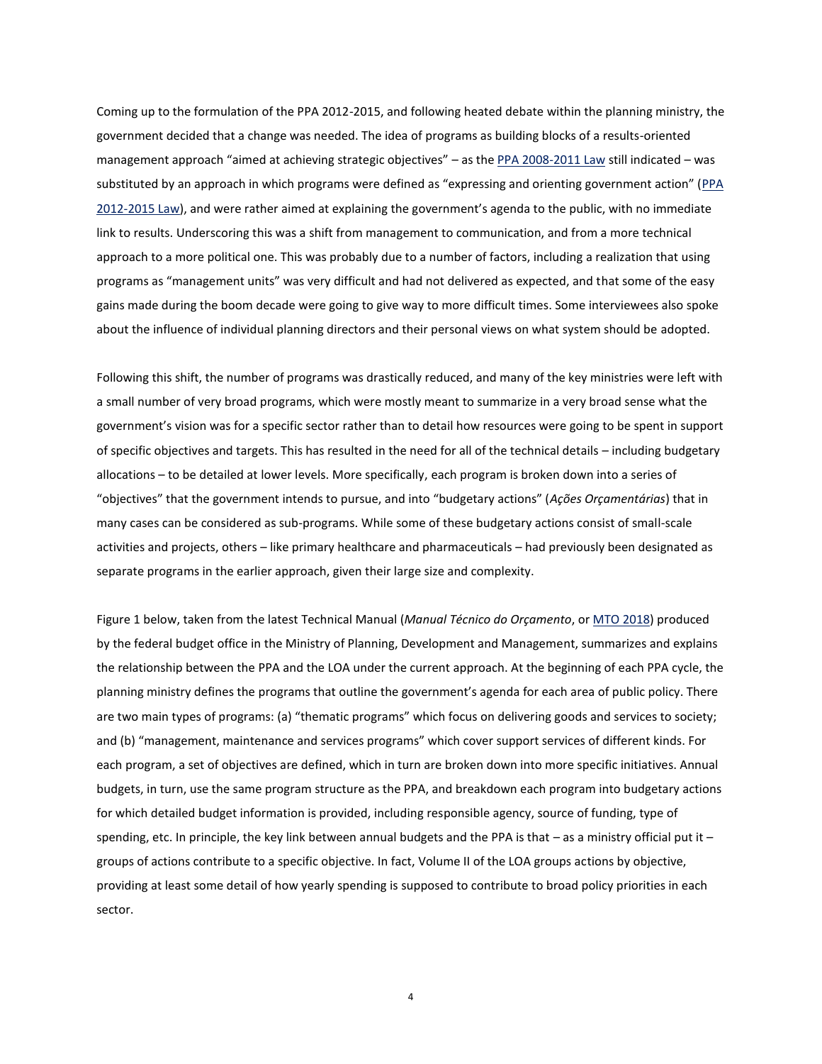Coming up to the formulation of the PPA 2012-2015, and following heated debate within the planning ministry, the government decided that a change was needed. The idea of programs as building blocks of a results-oriented management approach "aimed at achieving strategic objectives" – as the PPA 2008-2011 Law still indicated – was substituted by an approach in which programs were defined as "expressing and orienting government action" (PPA 2012-2015 Law), and were rather aimed at explaining the government's agenda to the public, with no immediate link to results. Underscoring this was a shift from management to communication, and from a more technical approach to a more political one. This was probably due to a number of factors, including a realization that using programs as "management units" was very difficult and had not delivered as expected, and that some of the easy gains made during the boom decade were going to give way to more difficult times. Some interviewees also spoke about the influence of individual planning directors and their personal views on what system should be adopted.

Following this shift, the number of programs was drastically reduced, and many of the key ministries were left with a small number of very broad programs, which were mostly meant to summarize in a very broad sense what the government's vision was for a specific sector rather than to detail how resources were going to be spent in support of specific objectives and targets. This has resulted in the need for all of the technical details – including budgetary allocations – to be detailed at lower levels. More specifically, each program is broken down into a series of "objectives" that the government intends to pursue, and into "budgetary actions" (*Ações Orçamentárias*) that in many cases can be considered as sub-programs. While some of these budgetary actions consist of small-scale activities and projects, others – like primary healthcare and pharmaceuticals – had previously been designated as separate programs in the earlier approach, given their large size and complexity.

Figure 1 below, taken from the latest Technical Manual (*Manual Técnico do Orçamento*, or MTO 2018) produced by the federal budget office in the Ministry of Planning, Development and Management, summarizes and explains the relationship between the PPA and the LOA under the current approach. At the beginning of each PPA cycle, the planning ministry defines the programs that outline the government's agenda for each area of public policy. There are two main types of programs: (a) "thematic programs" which focus on delivering goods and services to society; and (b) "management, maintenance and services programs" which cover support services of different kinds. For each program, a set of objectives are defined, which in turn are broken down into more specific initiatives. Annual budgets, in turn, use the same program structure as the PPA, and breakdown each program into budgetary actions for which detailed budget information is provided, including responsible agency, source of funding, type of spending, etc. In principle, the key link between annual budgets and the PPA is that – as a ministry official put it – groups of actions contribute to a specific objective. In fact, Volume II of the LOA groups actions by objective, providing at least some detail of how yearly spending is supposed to contribute to broad policy priorities in each sector.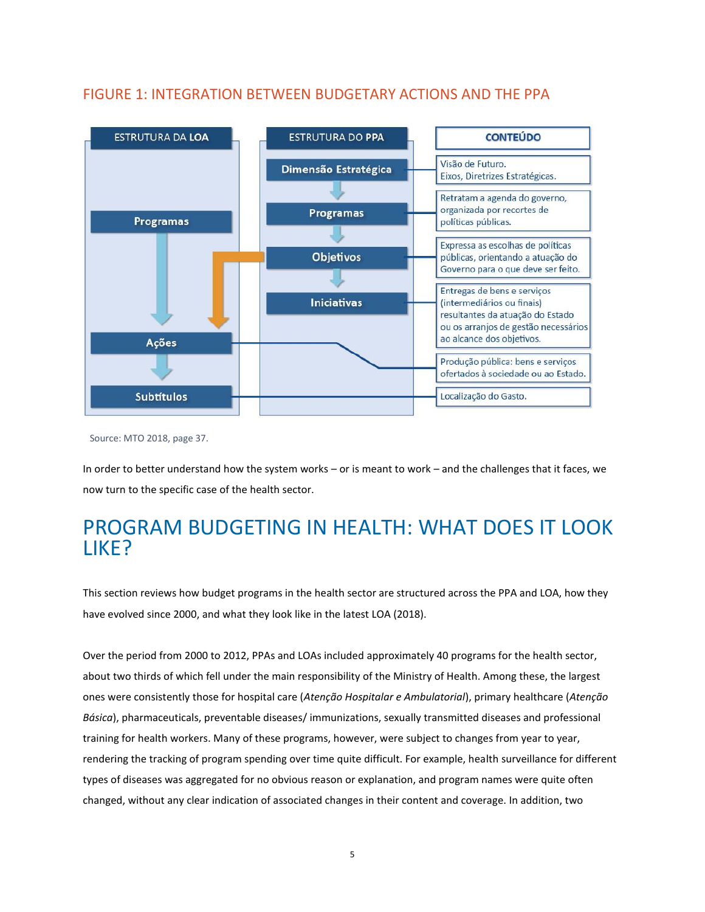FIGURE 1: INTEGRATION BETWEEN BUDGETARY ACTIONS AND THE PPA

| ESTRUTURA DA LOA | ESTRUTURA DO PPA | CONTEÚDO |
|---|---|---|
| | Dimensão Estratégica | Visão de Futuro. Eixos, Diretrizes Estratégicas. |
| Programas | Programas | Retratam a agenda do governo, organizada por recortes de políticas públicas. |
| | Objetivos | Expressa as escolhas de políticas públicas, orientando a atuação do Governo para o que deve ser feito. |
| | Iniciativas | Entregas de bens e serviços (intermediários ou finais) resultantes da atuação do Estado ou os arranjos de gestão necessários ao alcance dos objetivos. |
| Ações | | Produção pública: bens e serviços ofertados à sociedade ou ao Estado. |
| Subtítulos | | Localização do Gasto. |

Source: MTO 2018, page 37.

In order to better understand how the system works – or is meant to work – and the challenges that it faces, we now turn to the specific case of the health sector.

# PROGRAM BUDGETING IN HEALTH: WHAT DOES IT LOOK LIKE?

This section reviews how budget programs in the health sector are structured across the PPA and LOA, how they have evolved since 2000, and what they look like in the latest LOA (2018).

Over the period from 2000 to 2012, PPAs and LOAs included approximately 40 programs for the health sector, about two thirds of which fell under the main responsibility of the Ministry of Health. Among these, the largest ones were consistently those for hospital care (*Atenção Hospitalar e Ambulatorial*), primary healthcare (*Atenção Básica*), pharmaceuticals, preventable diseases/ immunizations, sexually transmitted diseases and professional training for health workers. Many of these programs, however, were subject to changes from year to year, rendering the tracking of program spending over time quite difficult. For example, health surveillance for different types of diseases was aggregated for no obvious reason or explanation, and program names were quite often changed, without any clear indication of associated changes in their content and coverage. In addition, two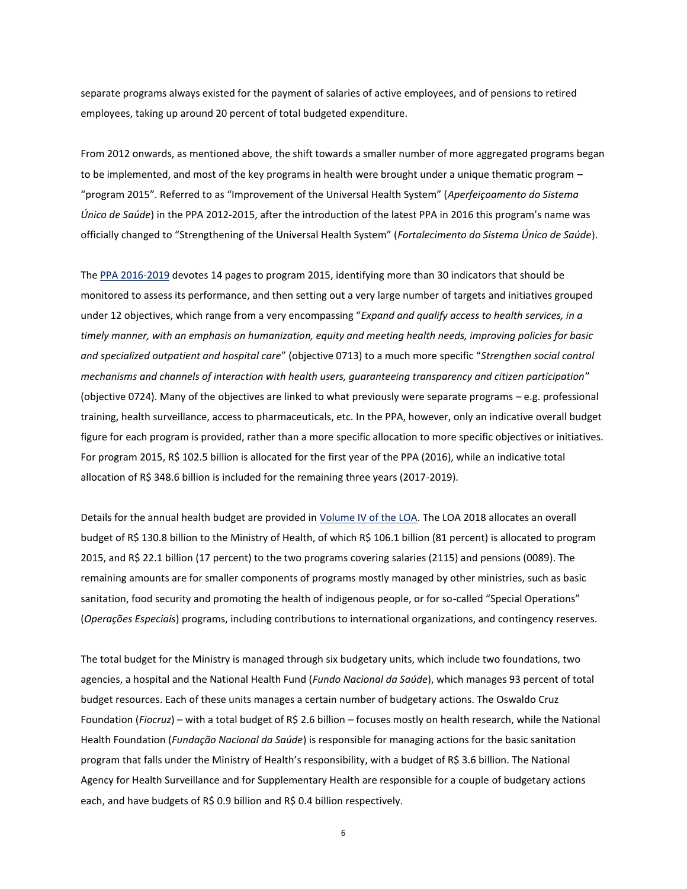separate programs always existed for the payment of salaries of active employees, and of pensions to retired employees, taking up around 20 percent of total budgeted expenditure.

From 2012 onwards, as mentioned above, the shift towards a smaller number of more aggregated programs began to be implemented, and most of the key programs in health were brought under a unique thematic program – "program 2015". Referred to as "Improvement of the Universal Health System" (*Aperfeiçoamento do Sistema Único de Saúde*) in the PPA 2012-2015, after the introduction of the latest PPA in 2016 this program's name was officially changed to "Strengthening of the Universal Health System" (*Fortalecimento do Sistema Único de Saúde*).

The PPA 2016-2019 devotes 14 pages to program 2015, identifying more than 30 indicators that should be monitored to assess its performance, and then setting out a very large number of targets and initiatives grouped under 12 objectives, which range from a very encompassing "*Expand and qualify access to health services, in a timely manner, with an emphasis on humanization, equity and meeting health needs, improving policies for basic and specialized outpatient and hospital care*" (objective 0713) to a much more specific "*Strengthen social control mechanisms and channels of interaction with health users, guaranteeing transparency and citizen participation*" (objective 0724). Many of the objectives are linked to what previously were separate programs – e.g. professional training, health surveillance, access to pharmaceuticals, etc. In the PPA, however, only an indicative overall budget figure for each program is provided, rather than a more specific allocation to more specific objectives or initiatives. For program 2015, R$ 102.5 billion is allocated for the first year of the PPA (2016), while an indicative total allocation of R$ 348.6 billion is included for the remaining three years (2017-2019).

Details for the annual health budget are provided in Volume IV of the LOA. The LOA 2018 allocates an overall budget of R$ 130.8 billion to the Ministry of Health, of which R$ 106.1 billion (81 percent) is allocated to program 2015, and R$ 22.1 billion (17 percent) to the two programs covering salaries (2115) and pensions (0089). The remaining amounts are for smaller components of programs mostly managed by other ministries, such as basic sanitation, food security and promoting the health of indigenous people, or for so-called "Special Operations" (*Operações Especiais*) programs, including contributions to international organizations, and contingency reserves.

The total budget for the Ministry is managed through six budgetary units, which include two foundations, two agencies, a hospital and the National Health Fund (*Fundo Nacional da Saúde*), which manages 93 percent of total budget resources. Each of these units manages a certain number of budgetary actions. The Oswaldo Cruz Foundation (*Fiocruz*) – with a total budget of R$ 2.6 billion – focuses mostly on health research, while the National Health Foundation (*Fundação Nacional da Saúde*) is responsible for managing actions for the basic sanitation program that falls under the Ministry of Health's responsibility, with a budget of R$ 3.6 billion. The National Agency for Health Surveillance and for Supplementary Health are responsible for a couple of budgetary actions each, and have budgets of R$ 0.9 billion and R$ 0.4 billion respectively.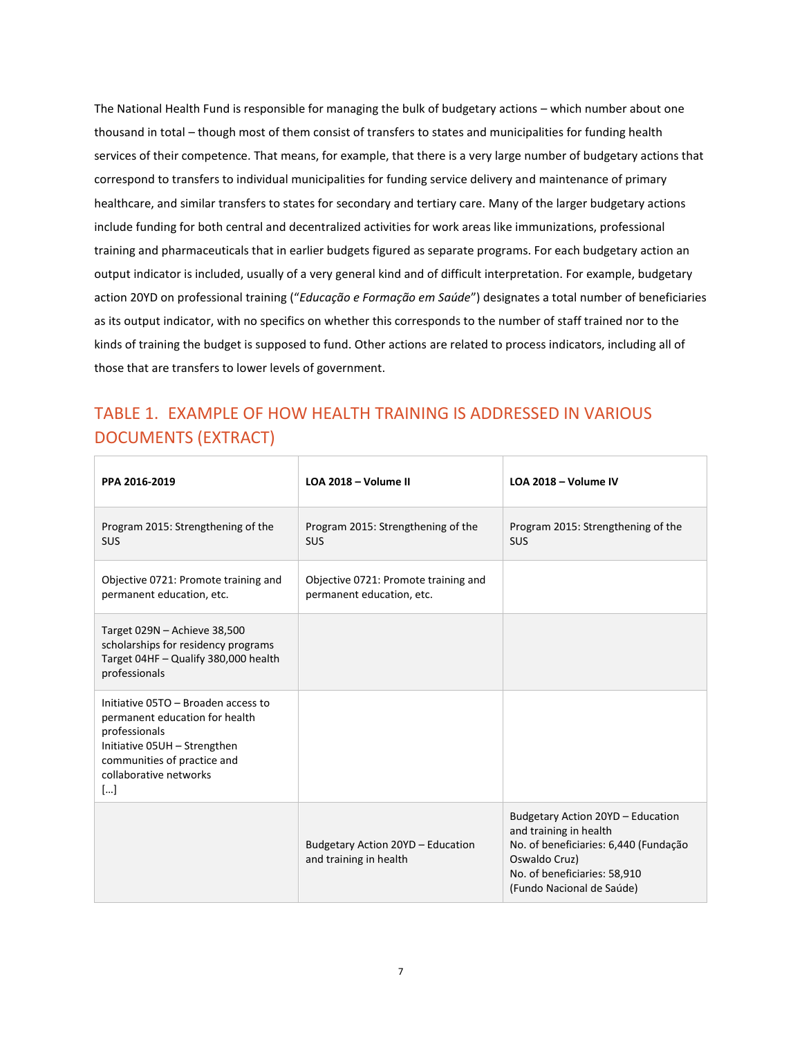The National Health Fund is responsible for managing the bulk of budgetary actions – which number about one thousand in total – though most of them consist of transfers to states and municipalities for funding health services of their competence. That means, for example, that there is a very large number of budgetary actions that correspond to transfers to individual municipalities for funding service delivery and maintenance of primary healthcare, and similar transfers to states for secondary and tertiary care. Many of the larger budgetary actions include funding for both central and decentralized activities for work areas like immunizations, professional training and pharmaceuticals that in earlier budgets figured as separate programs. For each budgetary action an output indicator is included, usually of a very general kind and of difficult interpretation. For example, budgetary action 20YD on professional training ("*Educação e Formação em Saúde*") designates a total number of beneficiaries as its output indicator, with no specifics on whether this corresponds to the number of staff trained nor to the kinds of training the budget is supposed to fund. Other actions are related to process indicators, including all of those that are transfers to lower levels of government.

## TABLE 1. EXAMPLE OF HOW HEALTH TRAINING IS ADDRESSED IN VARIOUS DOCUMENTS (EXTRACT)

| PPA 2016-2019 | LOA 2018 – Volume II | LOA 2018 – Volume IV |
|---|---|---|
| Program 2015: Strengthening of the SUS | Program 2015: Strengthening of the SUS | Program 2015: Strengthening of the SUS |
| Objective 0721: Promote training and permanent education, etc. | Objective 0721: Promote training and permanent education, etc. | |
| Target 029N – Achieve 38,500 scholarships for residency programs<br>Target 04HF – Qualify 380,000 health professionals | | |
| Initiative 05TO – Broaden access to permanent education for health professionals<br>Initiative 05UH – Strengthen communities of practice and collaborative networks<br>[…] | | |
| | Budgetary Action 20YD – Education and training in health | Budgetary Action 20YD – Education and training in health<br>No. of beneficiaries: 6,440 (Fundação Oswaldo Cruz)<br>No. of beneficiaries: 58,910 (Fundo Nacional de Saúde) |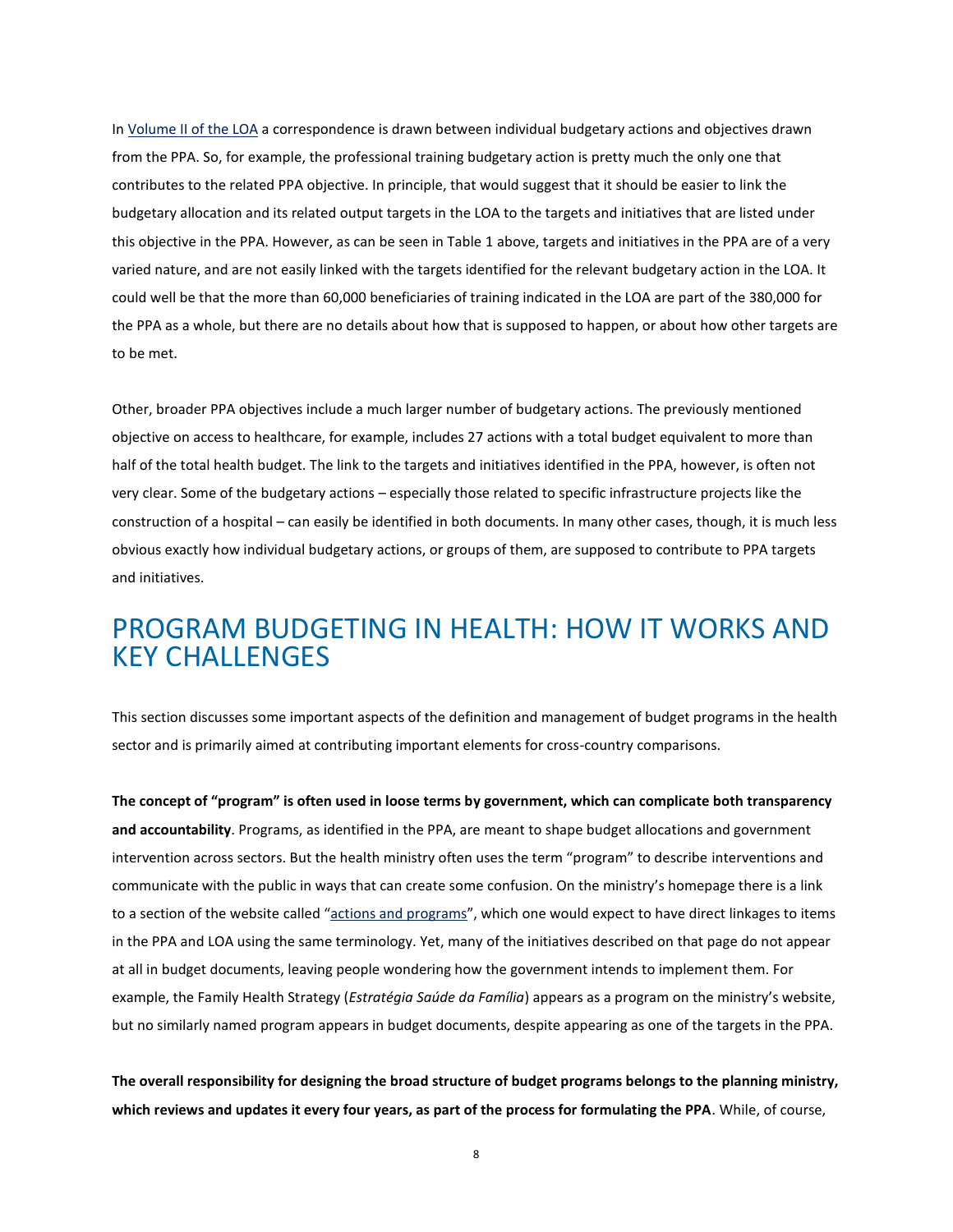In [Volume II of the LOA](#) a correspondence is drawn between individual budgetary actions and objectives drawn from the PPA. So, for example, the professional training budgetary action is pretty much the only one that contributes to the related PPA objective. In principle, that would suggest that it should be easier to link the budgetary allocation and its related output targets in the LOA to the targets and initiatives that are listed under this objective in the PPA. However, as can be seen in Table 1 above, targets and initiatives in the PPA are of a very varied nature, and are not easily linked with the targets identified for the relevant budgetary action in the LOA. It could well be that the more than 60,000 beneficiaries of training indicated in the LOA are part of the 380,000 for the PPA as a whole, but there are no details about how that is supposed to happen, or about how other targets are to be met.

Other, broader PPA objectives include a much larger number of budgetary actions. The previously mentioned objective on access to healthcare, for example, includes 27 actions with a total budget equivalent to more than half of the total health budget. The link to the targets and initiatives identified in the PPA, however, is often not very clear. Some of the budgetary actions – especially those related to specific infrastructure projects like the construction of a hospital – can easily be identified in both documents. In many other cases, though, it is much less obvious exactly how individual budgetary actions, or groups of them, are supposed to contribute to PPA targets and initiatives.

# PROGRAM BUDGETING IN HEALTH: HOW IT WORKS AND KEY CHALLENGES

This section discusses some important aspects of the definition and management of budget programs in the health sector and is primarily aimed at contributing important elements for cross-country comparisons.

**The concept of "program" is often used in loose terms by government, which can complicate both transparency and accountability**. Programs, as identified in the PPA, are meant to shape budget allocations and government intervention across sectors. But the health ministry often uses the term "program" to describe interventions and communicate with the public in ways that can create some confusion. On the ministry's homepage there is a link to a section of the website called "[actions and programs](#)", which one would expect to have direct linkages to items in the PPA and LOA using the same terminology. Yet, many of the initiatives described on that page do not appear at all in budget documents, leaving people wondering how the government intends to implement them. For example, the Family Health Strategy (*Estratégia Saúde da Família*) appears as a program on the ministry's website, but no similarly named program appears in budget documents, despite appearing as one of the targets in the PPA.

**The overall responsibility for designing the broad structure of budget programs belongs to the planning ministry, which reviews and updates it every four years, as part of the process for formulating the PPA**. While, of course,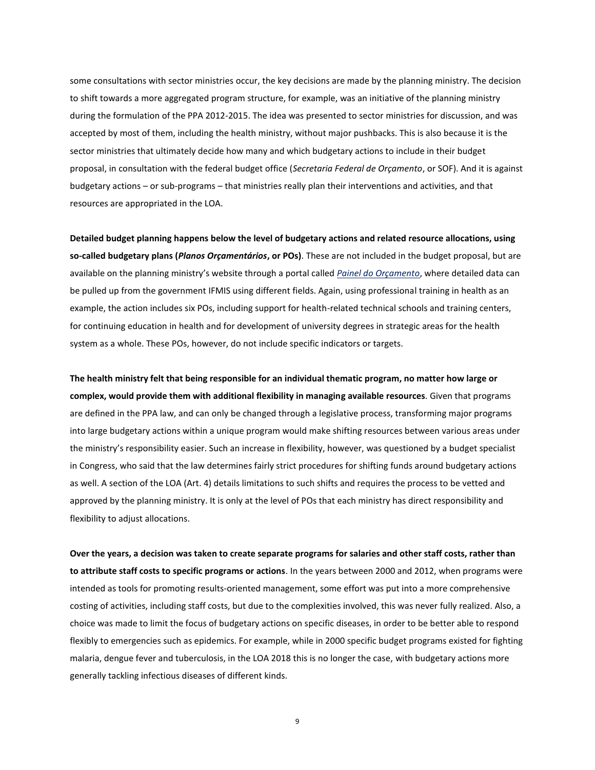some consultations with sector ministries occur, the key decisions are made by the planning ministry. The decision to shift towards a more aggregated program structure, for example, was an initiative of the planning ministry during the formulation of the PPA 2012-2015. The idea was presented to sector ministries for discussion, and was accepted by most of them, including the health ministry, without major pushbacks. This is also because it is the sector ministries that ultimately decide how many and which budgetary actions to include in their budget proposal, in consultation with the federal budget office (*Secretaria Federal de Orçamento*, or SOF). And it is against budgetary actions – or sub-programs – that ministries really plan their interventions and activities, and that resources are appropriated in the LOA.

**Detailed budget planning happens below the level of budgetary actions and related resource allocations, using so-called budgetary plans (*Planos Orçamentários*, or POs)**. These are not included in the budget proposal, but are available on the planning ministry's website through a portal called *Painel do Orçamento*, where detailed data can be pulled up from the government IFMIS using different fields. Again, using professional training in health as an example, the action includes six POs, including support for health-related technical schools and training centers, for continuing education in health and for development of university degrees in strategic areas for the health system as a whole. These POs, however, do not include specific indicators or targets.

**The health ministry felt that being responsible for an individual thematic program, no matter how large or complex, would provide them with additional flexibility in managing available resources**. Given that programs are defined in the PPA law, and can only be changed through a legislative process, transforming major programs into large budgetary actions within a unique program would make shifting resources between various areas under the ministry's responsibility easier. Such an increase in flexibility, however, was questioned by a budget specialist in Congress, who said that the law determines fairly strict procedures for shifting funds around budgetary actions as well. A section of the LOA (Art. 4) details limitations to such shifts and requires the process to be vetted and approved by the planning ministry. It is only at the level of POs that each ministry has direct responsibility and flexibility to adjust allocations.

**Over the years, a decision was taken to create separate programs for salaries and other staff costs, rather than to attribute staff costs to specific programs or actions**. In the years between 2000 and 2012, when programs were intended as tools for promoting results-oriented management, some effort was put into a more comprehensive costing of activities, including staff costs, but due to the complexities involved, this was never fully realized. Also, a choice was made to limit the focus of budgetary actions on specific diseases, in order to be better able to respond flexibly to emergencies such as epidemics. For example, while in 2000 specific budget programs existed for fighting malaria, dengue fever and tuberculosis, in the LOA 2018 this is no longer the case, with budgetary actions more generally tackling infectious diseases of different kinds.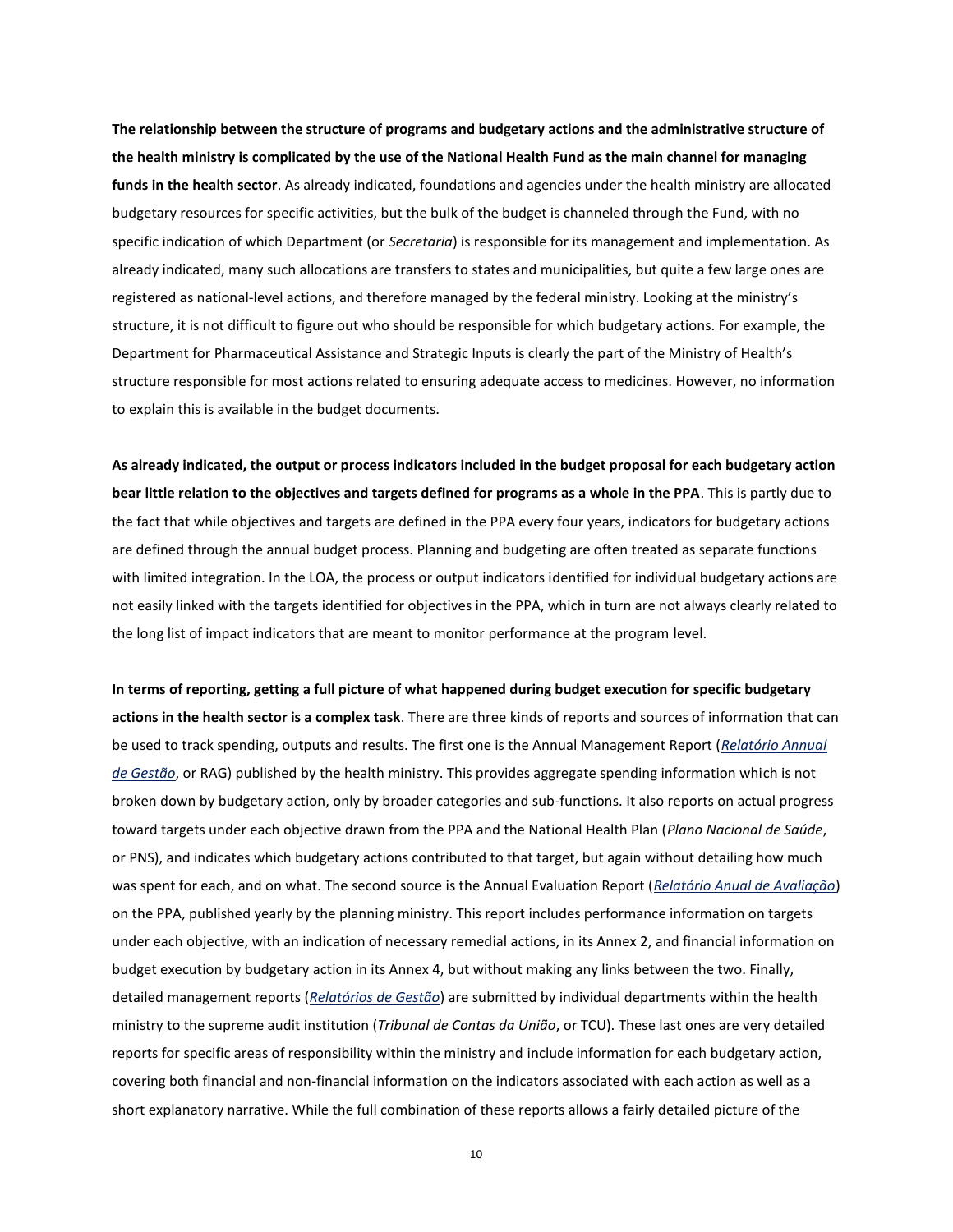**The relationship between the structure of programs and budgetary actions and the administrative structure of the health ministry is complicated by the use of the National Health Fund as the main channel for managing funds in the health sector**. As already indicated, foundations and agencies under the health ministry are allocated budgetary resources for specific activities, but the bulk of the budget is channeled through the Fund, with no specific indication of which Department (or *Secretaria*) is responsible for its management and implementation. As already indicated, many such allocations are transfers to states and municipalities, but quite a few large ones are registered as national-level actions, and therefore managed by the federal ministry. Looking at the ministry's structure, it is not difficult to figure out who should be responsible for which budgetary actions. For example, the Department for Pharmaceutical Assistance and Strategic Inputs is clearly the part of the Ministry of Health's structure responsible for most actions related to ensuring adequate access to medicines. However, no information to explain this is available in the budget documents.

**As already indicated, the output or process indicators included in the budget proposal for each budgetary action bear little relation to the objectives and targets defined for programs as a whole in the PPA**. This is partly due to the fact that while objectives and targets are defined in the PPA every four years, indicators for budgetary actions are defined through the annual budget process. Planning and budgeting are often treated as separate functions with limited integration. In the LOA, the process or output indicators identified for individual budgetary actions are not easily linked with the targets identified for objectives in the PPA, which in turn are not always clearly related to the long list of impact indicators that are meant to monitor performance at the program level.

**In terms of reporting, getting a full picture of what happened during budget execution for specific budgetary actions in the health sector is a complex task**. There are three kinds of reports and sources of information that can be used to track spending, outputs and results. The first one is the Annual Management Report (*Relatório Annual de Gestão*, or RAG) published by the health ministry. This provides aggregate spending information which is not broken down by budgetary action, only by broader categories and sub-functions. It also reports on actual progress toward targets under each objective drawn from the PPA and the National Health Plan (*Plano Nacional de Saúde*, or PNS), and indicates which budgetary actions contributed to that target, but again without detailing how much was spent for each, and on what. The second source is the Annual Evaluation Report (*Relatório Anual de Avaliação*) on the PPA, published yearly by the planning ministry. This report includes performance information on targets under each objective, with an indication of necessary remedial actions, in its Annex 2, and financial information on budget execution by budgetary action in its Annex 4, but without making any links between the two. Finally, detailed management reports (*Relatórios de Gestão*) are submitted by individual departments within the health ministry to the supreme audit institution (*Tribunal de Contas da União*, or TCU). These last ones are very detailed reports for specific areas of responsibility within the ministry and include information for each budgetary action, covering both financial and non-financial information on the indicators associated with each action as well as a short explanatory narrative. While the full combination of these reports allows a fairly detailed picture of the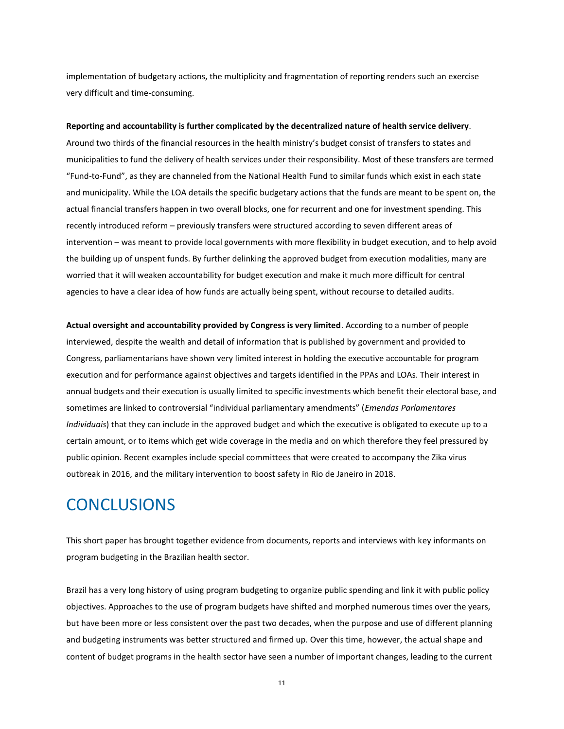implementation of budgetary actions, the multiplicity and fragmentation of reporting renders such an exercise very difficult and time-consuming.

**Reporting and accountability is further complicated by the decentralized nature of health service delivery**. Around two thirds of the financial resources in the health ministry's budget consist of transfers to states and municipalities to fund the delivery of health services under their responsibility. Most of these transfers are termed "Fund-to-Fund", as they are channeled from the National Health Fund to similar funds which exist in each state and municipality. While the LOA details the specific budgetary actions that the funds are meant to be spent on, the actual financial transfers happen in two overall blocks, one for recurrent and one for investment spending. This recently introduced reform – previously transfers were structured according to seven different areas of intervention – was meant to provide local governments with more flexibility in budget execution, and to help avoid the building up of unspent funds. By further delinking the approved budget from execution modalities, many are worried that it will weaken accountability for budget execution and make it much more difficult for central agencies to have a clear idea of how funds are actually being spent, without recourse to detailed audits.

**Actual oversight and accountability provided by Congress is very limited**. According to a number of people interviewed, despite the wealth and detail of information that is published by government and provided to Congress, parliamentarians have shown very limited interest in holding the executive accountable for program execution and for performance against objectives and targets identified in the PPAs and LOAs. Their interest in annual budgets and their execution is usually limited to specific investments which benefit their electoral base, and sometimes are linked to controversial "individual parliamentary amendments" (*Emendas Parlamentares Individuais*) that they can include in the approved budget and which the executive is obligated to execute up to a certain amount, or to items which get wide coverage in the media and on which therefore they feel pressured by public opinion. Recent examples include special committees that were created to accompany the Zika virus outbreak in 2016, and the military intervention to boost safety in Rio de Janeiro in 2018.

# CONCLUSIONS

This short paper has brought together evidence from documents, reports and interviews with key informants on program budgeting in the Brazilian health sector.

Brazil has a very long history of using program budgeting to organize public spending and link it with public policy objectives. Approaches to the use of program budgets have shifted and morphed numerous times over the years, but have been more or less consistent over the past two decades, when the purpose and use of different planning and budgeting instruments was better structured and firmed up. Over this time, however, the actual shape and content of budget programs in the health sector have seen a number of important changes, leading to the current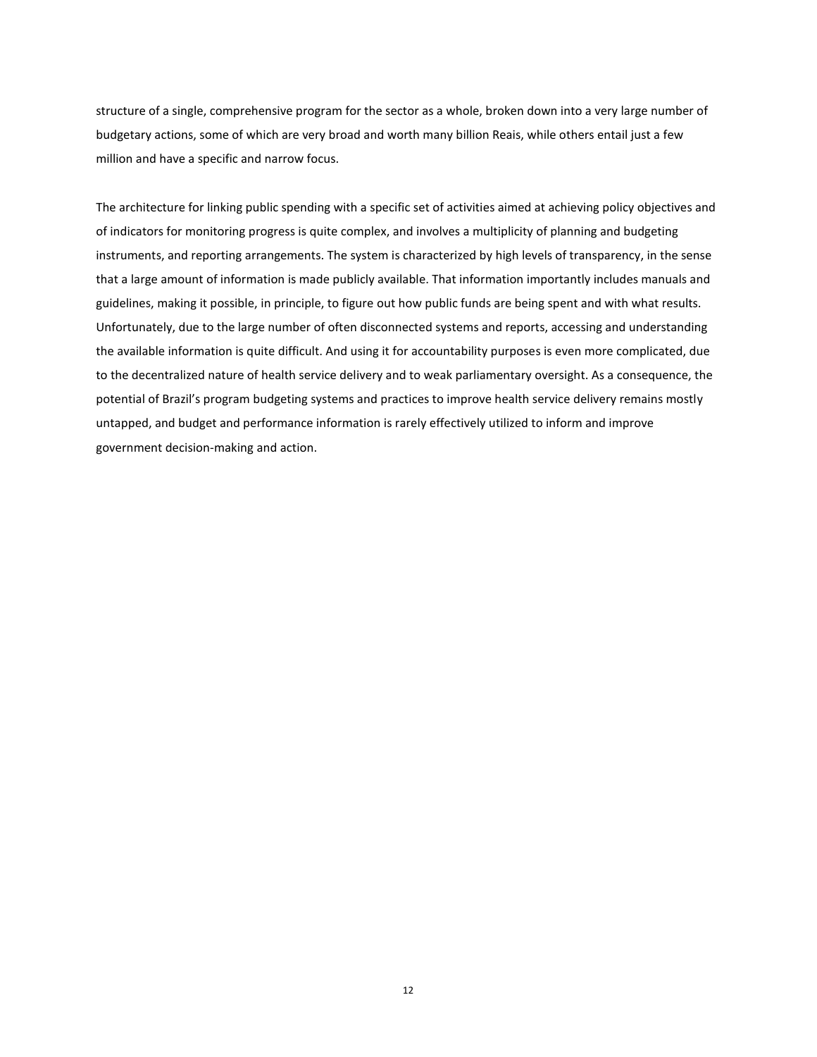structure of a single, comprehensive program for the sector as a whole, broken down into a very large number of budgetary actions, some of which are very broad and worth many billion Reais, while others entail just a few million and have a specific and narrow focus.

The architecture for linking public spending with a specific set of activities aimed at achieving policy objectives and of indicators for monitoring progress is quite complex, and involves a multiplicity of planning and budgeting instruments, and reporting arrangements. The system is characterized by high levels of transparency, in the sense that a large amount of information is made publicly available. That information importantly includes manuals and guidelines, making it possible, in principle, to figure out how public funds are being spent and with what results. Unfortunately, due to the large number of often disconnected systems and reports, accessing and understanding the available information is quite difficult. And using it for accountability purposes is even more complicated, due to the decentralized nature of health service delivery and to weak parliamentary oversight. As a consequence, the potential of Brazil's program budgeting systems and practices to improve health service delivery remains mostly untapped, and budget and performance information is rarely effectively utilized to inform and improve government decision-making and action.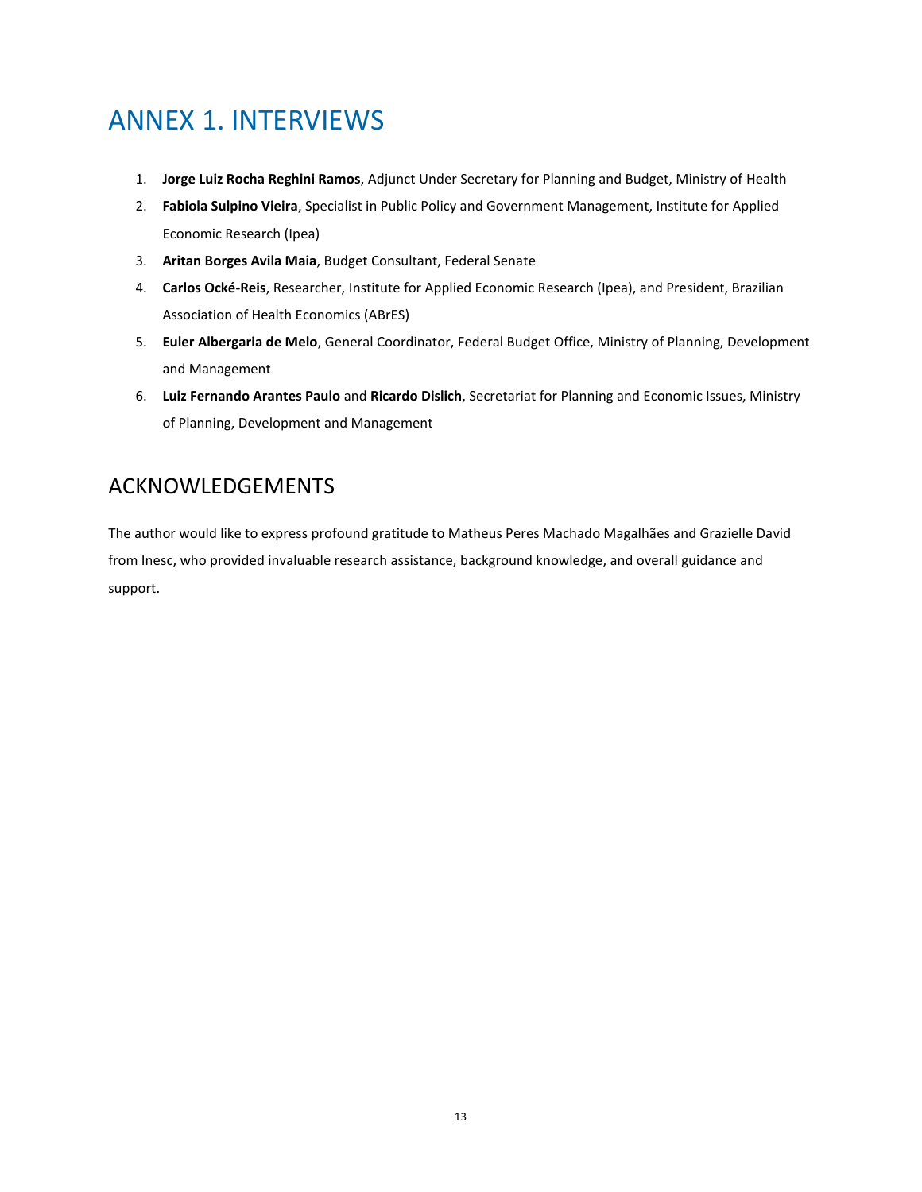# ANNEX 1. INTERVIEWS

1. **Jorge Luiz Rocha Reghini Ramos**, Adjunct Under Secretary for Planning and Budget, Ministry of Health
2. **Fabiola Sulpino Vieira**, Specialist in Public Policy and Government Management, Institute for Applied Economic Research (Ipea)
3. **Aritan Borges Avila Maia**, Budget Consultant, Federal Senate
4. **Carlos Ocké-Reis**, Researcher, Institute for Applied Economic Research (Ipea), and President, Brazilian Association of Health Economics (ABrES)
5. **Euler Albergaria de Melo**, General Coordinator, Federal Budget Office, Ministry of Planning, Development and Management
6. **Luiz Fernando Arantes Paulo** and **Ricardo Dislich**, Secretariat for Planning and Economic Issues, Ministry of Planning, Development and Management

## ACKNOWLEDGEMENTS

The author would like to express profound gratitude to Matheus Peres Machado Magalhães and Grazielle David from Inesc, who provided invaluable research assistance, background knowledge, and overall guidance and support.